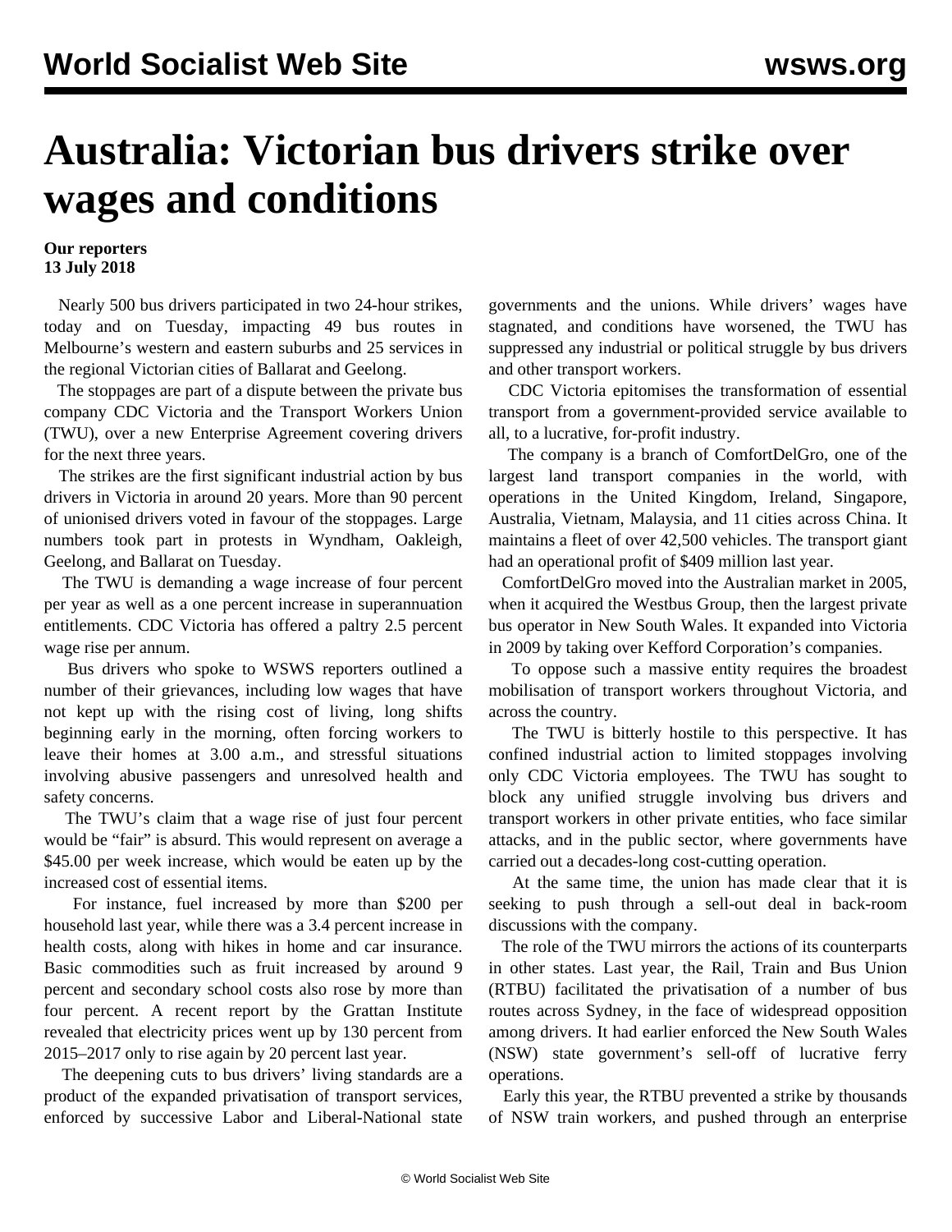# Australia: Victorian bus drivers strike over wages and conditions

**Our reporters**
**13 July 2018**

Nearly 500 bus drivers participated in two 24-hour strikes, today and on Tuesday, impacting 49 bus routes in Melbourne's western and eastern suburbs and 25 services in the regional Victorian cities of Ballarat and Geelong.

The stoppages are part of a dispute between the private bus company CDC Victoria and the Transport Workers Union (TWU), over a new Enterprise Agreement covering drivers for the next three years.

The strikes are the first significant industrial action by bus drivers in Victoria in around 20 years. More than 90 percent of unionised drivers voted in favour of the stoppages. Large numbers took part in protests in Wyndham, Oakleigh, Geelong, and Ballarat on Tuesday.

The TWU is demanding a wage increase of four percent per year as well as a one percent increase in superannuation entitlements. CDC Victoria has offered a paltry 2.5 percent wage rise per annum.

Bus drivers who spoke to WSWS reporters outlined a number of their grievances, including low wages that have not kept up with the rising cost of living, long shifts beginning early in the morning, often forcing workers to leave their homes at 3.00 a.m., and stressful situations involving abusive passengers and unresolved health and safety concerns.

The TWU's claim that a wage rise of just four percent would be "fair" is absurd. This would represent on average a $45.00 per week increase, which would be eaten up by the increased cost of essential items.

For instance, fuel increased by more than $200 per household last year, while there was a 3.4 percent increase in health costs, along with hikes in home and car insurance. Basic commodities such as fruit increased by around 9 percent and secondary school costs also rose by more than four percent. A recent report by the Grattan Institute revealed that electricity prices went up by 130 percent from 2015–2017 only to rise again by 20 percent last year.

The deepening cuts to bus drivers' living standards are a product of the expanded privatisation of transport services, enforced by successive Labor and Liberal-National state governments and the unions. While drivers' wages have stagnated, and conditions have worsened, the TWU has suppressed any industrial or political struggle by bus drivers and other transport workers.

CDC Victoria epitomises the transformation of essential transport from a government-provided service available to all, to a lucrative, for-profit industry.

The company is a branch of ComfortDelGro, one of the largest land transport companies in the world, with operations in the United Kingdom, Ireland, Singapore, Australia, Vietnam, Malaysia, and 11 cities across China. It maintains a fleet of over 42,500 vehicles. The transport giant had an operational profit of $409 million last year.

ComfortDelGro moved into the Australian market in 2005, when it acquired the Westbus Group, then the largest private bus operator in New South Wales. It expanded into Victoria in 2009 by taking over Kefford Corporation's companies.

To oppose such a massive entity requires the broadest mobilisation of transport workers throughout Victoria, and across the country.

The TWU is bitterly hostile to this perspective. It has confined industrial action to limited stoppages involving only CDC Victoria employees. The TWU has sought to block any unified struggle involving bus drivers and transport workers in other private entities, who face similar attacks, and in the public sector, where governments have carried out a decades-long cost-cutting operation.

At the same time, the union has made clear that it is seeking to push through a sell-out deal in back-room discussions with the company.

The role of the TWU mirrors the actions of its counterparts in other states. Last year, the Rail, Train and Bus Union (RTBU) facilitated the privatisation of a number of bus routes across Sydney, in the face of widespread opposition among drivers. It had earlier enforced the New South Wales (NSW) state government's sell-off of lucrative ferry operations.

Early this year, the RTBU prevented a strike by thousands of NSW train workers, and pushed through an enterprise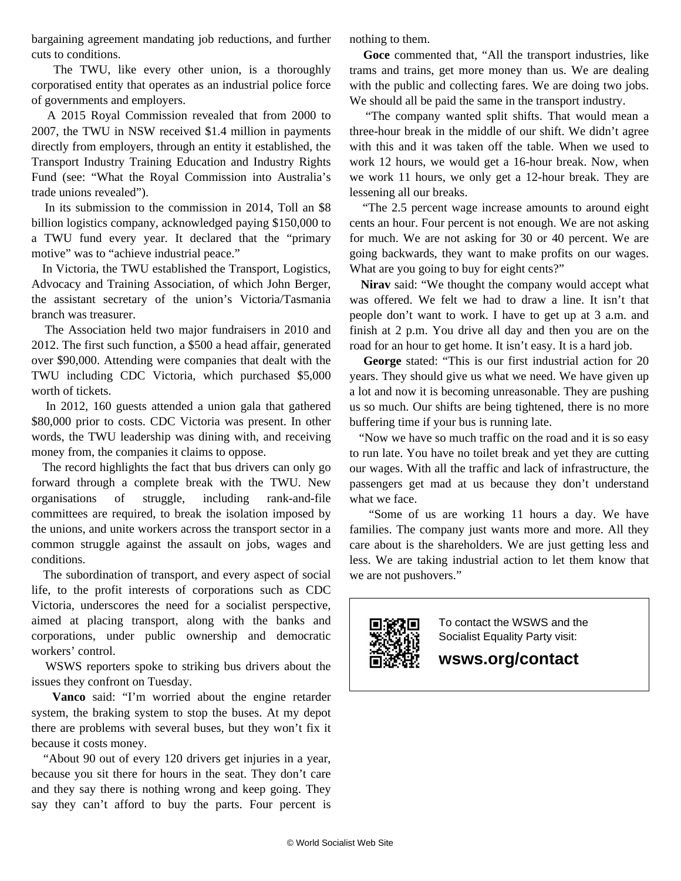bargaining agreement mandating job reductions, and further cuts to conditions.

The TWU, like every other union, is a thoroughly corporatised entity that operates as an industrial police force of governments and employers.

A 2015 Royal Commission revealed that from 2000 to 2007, the TWU in NSW received $1.4 million in payments directly from employers, through an entity it established, the Transport Industry Training Education and Industry Rights Fund (see: "What the Royal Commission into Australia's trade unions revealed").

In its submission to the commission in 2014, Toll an $8 billion logistics company, acknowledged paying $150,000 to a TWU fund every year. It declared that the "primary motive" was to "achieve industrial peace."

In Victoria, the TWU established the Transport, Logistics, Advocacy and Training Association, of which John Berger, the assistant secretary of the union's Victoria/Tasmania branch was treasurer.

The Association held two major fundraisers in 2010 and 2012. The first such function, a $500 a head affair, generated over $90,000. Attending were companies that dealt with the TWU including CDC Victoria, which purchased $5,000 worth of tickets.

In 2012, 160 guests attended a union gala that gathered $80,000 prior to costs. CDC Victoria was present. In other words, the TWU leadership was dining with, and receiving money from, the companies it claims to oppose.

The record highlights the fact that bus drivers can only go forward through a complete break with the TWU. New organisations of struggle, including rank-and-file committees are required, to break the isolation imposed by the unions, and unite workers across the transport sector in a common struggle against the assault on jobs, wages and conditions.

The subordination of transport, and every aspect of social life, to the profit interests of corporations such as CDC Victoria, underscores the need for a socialist perspective, aimed at placing transport, along with the banks and corporations, under public ownership and democratic workers' control.

WSWS reporters spoke to striking bus drivers about the issues they confront on Tuesday.

**Vanco** said: "I'm worried about the engine retarder system, the braking system to stop the buses. At my depot there are problems with several buses, but they won't fix it because it costs money.

"About 90 out of every 120 drivers get injuries in a year, because you sit there for hours in the seat. They don't care and they say there is nothing wrong and keep going. They say they can't afford to buy the parts. Four percent is nothing to them.

**Goce** commented that, "All the transport industries, like trams and trains, get more money than us. We are dealing with the public and collecting fares. We are doing two jobs. We should all be paid the same in the transport industry.

"The company wanted split shifts. That would mean a three-hour break in the middle of our shift. We didn't agree with this and it was taken off the table. When we used to work 12 hours, we would get a 16-hour break. Now, when we work 11 hours, we only get a 12-hour break. They are lessening all our breaks.

"The 2.5 percent wage increase amounts to around eight cents an hour. Four percent is not enough. We are not asking for much. We are not asking for 30 or 40 percent. We are going backwards, they want to make profits on our wages. What are you going to buy for eight cents?"

**Nirav** said: "We thought the company would accept what was offered. We felt we had to draw a line. It isn't that people don't want to work. I have to get up at 3 a.m. and finish at 2 p.m. You drive all day and then you are on the road for an hour to get home. It isn't easy. It is a hard job.

**George** stated: "This is our first industrial action for 20 years. They should give us what we need. We have given up a lot and now it is becoming unreasonable. They are pushing us so much. Our shifts are being tightened, there is no more buffering time if your bus is running late.

"Now we have so much traffic on the road and it is so easy to run late. You have no toilet break and yet they are cutting our wages. With all the traffic and lack of infrastructure, the passengers get mad at us because they don't understand what we face.

"Some of us are working 11 hours a day. We have families. The company just wants more and more. All they care about is the shareholders. We are just getting less and less. We are taking industrial action to let them know that we are not pushovers."

To contact the WSWS and the Socialist Equality Party visit:

**wsws.org/contact**